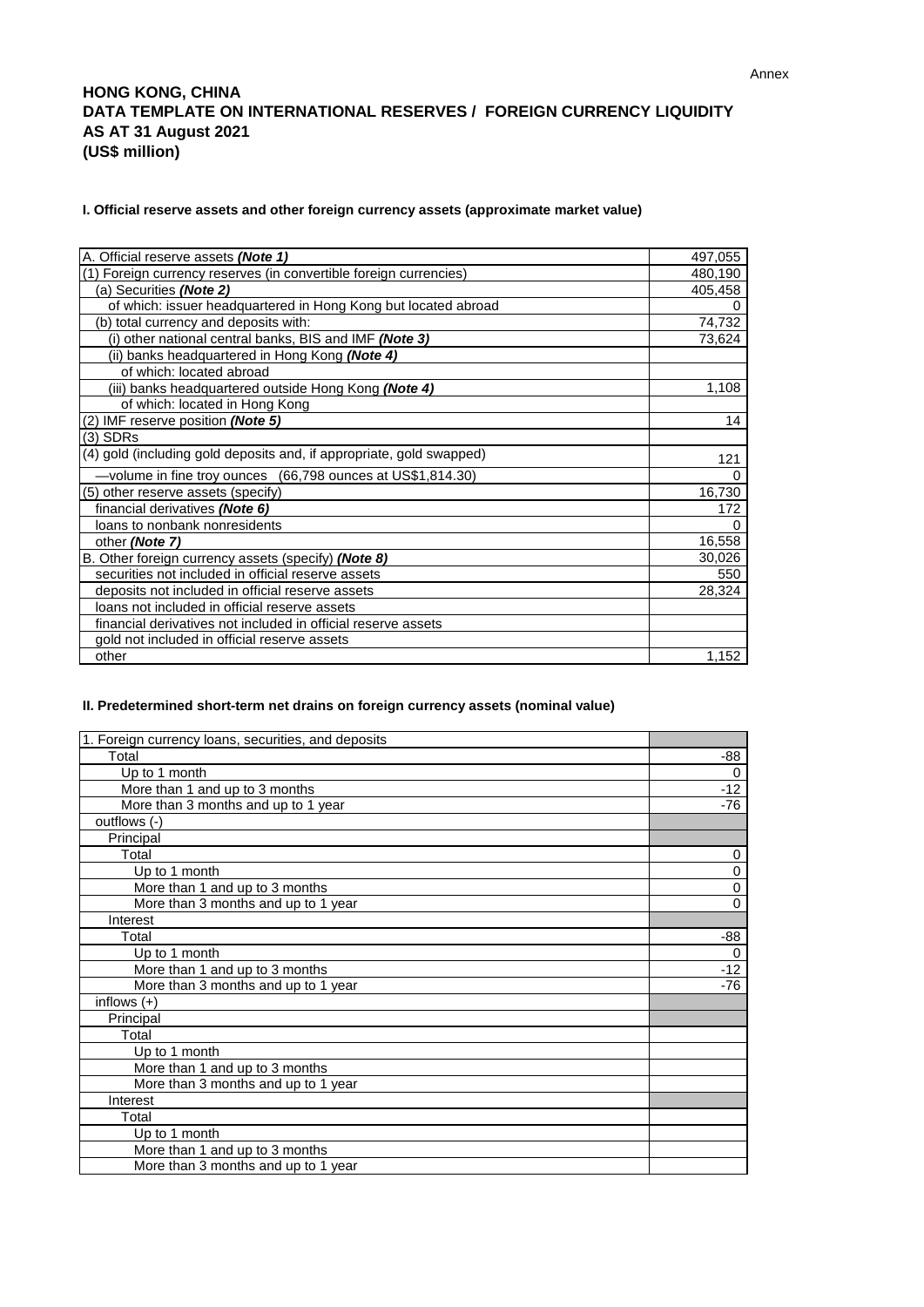Annex

# HONG KONG, CHINA
# DATA TEMPLATE ON INTERNATIONAL RESERVES / FOREIGN CURRENCY LIQUIDITY
# AS AT 31 August 2021
# (US$ million)

### I. Official reserve assets and other foreign currency assets (approximate market value)

| | |
|---|---|
| A. Official reserve assets ***(Note 1)*** | 497,055 |
| (1) Foreign currency reserves (in convertible foreign currencies) | 480,190 |
| (a) Securities ***(Note 2)*** | 405,458 |
| of which: issuer headquartered in Hong Kong but located abroad | 0 |
| (b) total currency and deposits with: | 74,732 |
| (i) other national central banks, BIS and IMF ***(Note 3)*** | 73,624 |
| (ii) banks headquartered in Hong Kong ***(Note 4)*** | |
| of which: located abroad | |
| (iii) banks headquartered outside Hong Kong ***(Note 4)*** | 1,108 |
| of which: located in Hong Kong | |
| (2) IMF reserve position ***(Note 5)*** | 14 |
| (3) SDRs | |
| (4) gold (including gold deposits and, if appropriate, gold swapped) | 121 |
| —volume in fine troy ounces (66,798 ounces at US$1,814.30) | 0 |
| (5) other reserve assets (specify) | 16,730 |
| financial derivatives ***(Note 6)*** | 172 |
| loans to nonbank nonresidents | 0 |
| other ***(Note 7)*** | 16,558 |
| B. Other foreign currency assets (specify) ***(Note 8)*** | 30,026 |
| securities not included in official reserve assets | 550 |
| deposits not included in official reserve assets | 28,324 |
| loans not included in official reserve assets | |
| financial derivatives not included in official reserve assets | |
| gold not included in official reserve assets | |
| other | 1,152 |

### II. Predetermined short-term net drains on foreign currency assets (nominal value)

| | |
|---|---|
| 1. Foreign currency loans, securities, and deposits | |
| Total | -88 |
| Up to 1 month | 0 |
| More than 1 and up to 3 months | -12 |
| More than 3 months and up to 1 year | -76 |
| outflows (-) | |
| Principal | |
| Total | 0 |
| Up to 1 month | 0 |
| More than 1 and up to 3 months | 0 |
| More than 3 months and up to 1 year | 0 |
| Interest | |
| Total | -88 |
| Up to 1 month | 0 |
| More than 1 and up to 3 months | -12 |
| More than 3 months and up to 1 year | -76 |
| inflows (+) | |
| Principal | |
| Total | |
| Up to 1 month | |
| More than 1 and up to 3 months | |
| More than 3 months and up to 1 year | |
| Interest | |
| Total | |
| Up to 1 month | |
| More than 1 and up to 3 months | |
| More than 3 months and up to 1 year | |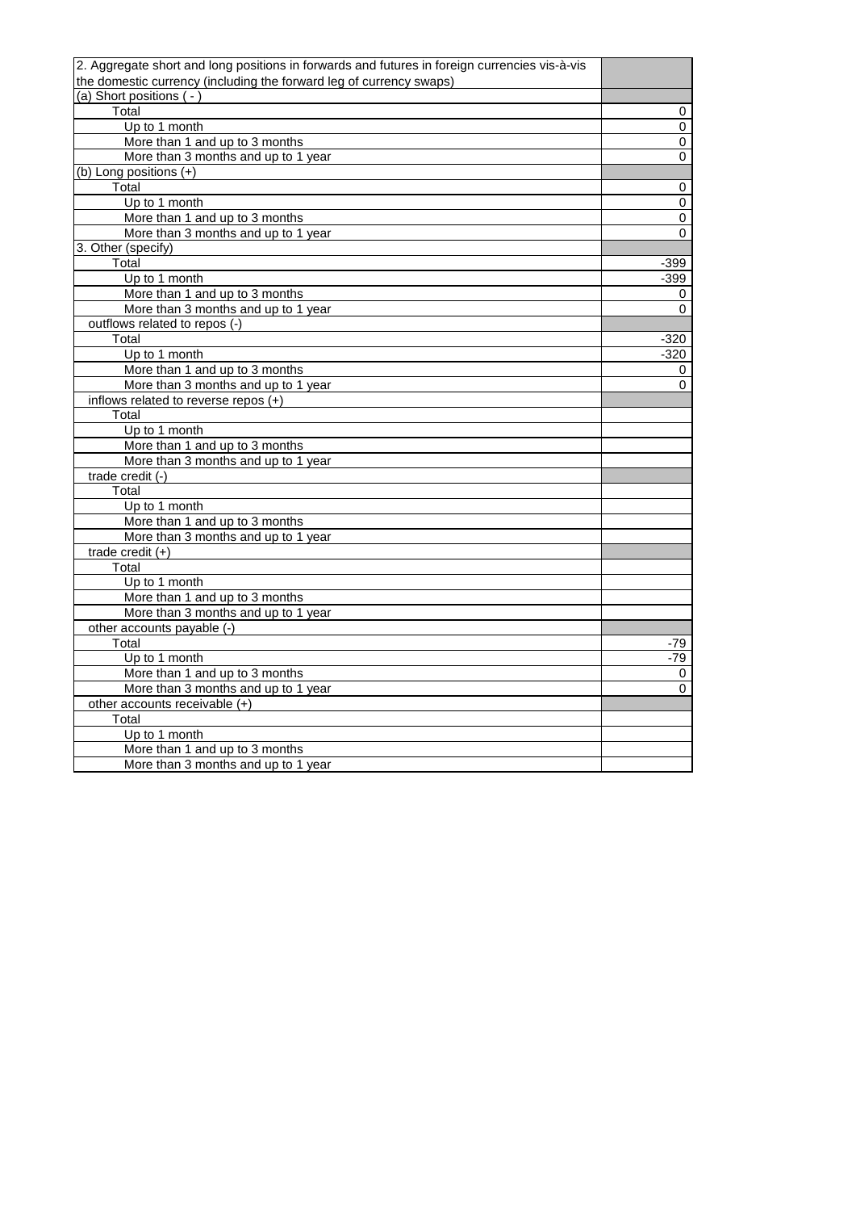| 2. Aggregate short and long positions in forwards and futures in foreign currencies vis-à-vis the domestic currency (including the forward leg of currency swaps) | |
|---|---|
| (a) Short positions ( - ) | |
| Total | 0 |
| Up to 1 month | 0 |
| More than 1 and up to 3 months | 0 |
| More than 3 months and up to 1 year | 0 |
| (b) Long positions (+) | |
| Total | 0 |
| Up to 1 month | 0 |
| More than 1 and up to 3 months | 0 |
| More than 3 months and up to 1 year | 0 |
| 3. Other (specify) | |
| Total | -399 |
| Up to 1 month | -399 |
| More than 1 and up to 3 months | 0 |
| More than 3 months and up to 1 year | 0 |
| outflows related to repos (-) | |
| Total | -320 |
| Up to 1 month | -320 |
| More than 1 and up to 3 months | 0 |
| More than 3 months and up to 1 year | 0 |
| inflows related to reverse repos (+) | |
| Total | |
| Up to 1 month | |
| More than 1 and up to 3 months | |
| More than 3 months and up to 1 year | |
| trade credit (-) | |
| Total | |
| Up to 1 month | |
| More than 1 and up to 3 months | |
| More than 3 months and up to 1 year | |
| trade credit (+) | |
| Total | |
| Up to 1 month | |
| More than 1 and up to 3 months | |
| More than 3 months and up to 1 year | |
| other accounts payable (-) | |
| Total | -79 |
| Up to 1 month | -79 |
| More than 1 and up to 3 months | 0 |
| More than 3 months and up to 1 year | 0 |
| other accounts receivable (+) | |
| Total | |
| Up to 1 month | |
| More than 1 and up to 3 months | |
| More than 3 months and up to 1 year | |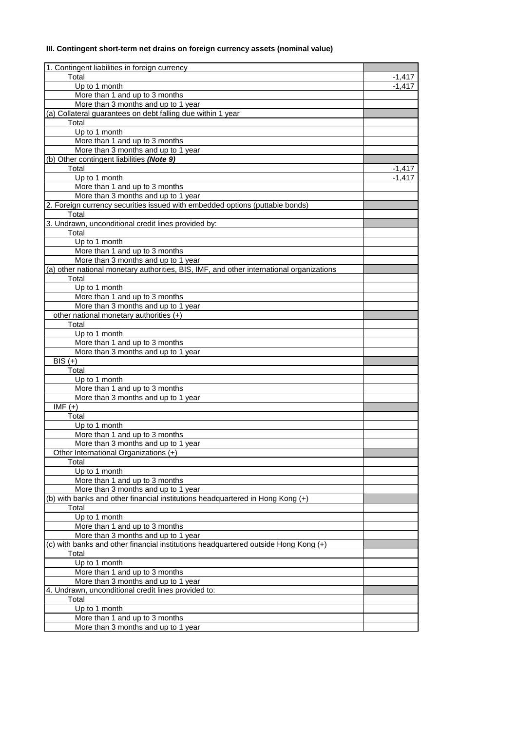**III. Contingent short-term net drains on foreign currency assets (nominal value)**

| | |
|---|---|
| 1. Contingent liabilities in foreign currency | |
| Total | -1,417 |
| Up to 1 month | -1,417 |
| More than 1 and up to 3 months | |
| More than 3 months and up to 1 year | |
| (a) Collateral guarantees on debt falling due within 1 year | |
| Total | |
| Up to 1 month | |
| More than 1 and up to 3 months | |
| More than 3 months and up to 1 year | |
| (b) Other contingent liabilities ***(Note 9)*** | |
| Total | -1,417 |
| Up to 1 month | -1,417 |
| More than 1 and up to 3 months | |
| More than 3 months and up to 1 year | |
| 2. Foreign currency securities issued with embedded options (puttable bonds) | |
| Total | |
| 3. Undrawn, unconditional credit lines provided by: | |
| Total | |
| Up to 1 month | |
| More than 1 and up to 3 months | |
| More than 3 months and up to 1 year | |
| (a) other national monetary authorities, BIS, IMF, and other international organizations | |
| Total | |
| Up to 1 month | |
| More than 1 and up to 3 months | |
| More than 3 months and up to 1 year | |
| other national monetary authorities (+) | |
| Total | |
| Up to 1 month | |
| More than 1 and up to 3 months | |
| More than 3 months and up to 1 year | |
| BIS (+) | |
| Total | |
| Up to 1 month | |
| More than 1 and up to 3 months | |
| More than 3 months and up to 1 year | |
| IMF (+) | |
| Total | |
| Up to 1 month | |
| More than 1 and up to 3 months | |
| More than 3 months and up to 1 year | |
| Other International Organizations (+) | |
| Total | |
| Up to 1 month | |
| More than 1 and up to 3 months | |
| More than 3 months and up to 1 year | |
| (b) with banks and other financial institutions headquartered in Hong Kong (+) | |
| Total | |
| Up to 1 month | |
| More than 1 and up to 3 months | |
| More than 3 months and up to 1 year | |
| (c) with banks and other financial institutions headquartered outside Hong Kong (+) | |
| Total | |
| Up to 1 month | |
| More than 1 and up to 3 months | |
| More than 3 months and up to 1 year | |
| 4. Undrawn, unconditional credit lines provided to: | |
| Total | |
| Up to 1 month | |
| More than 1 and up to 3 months | |
| More than 3 months and up to 1 year | |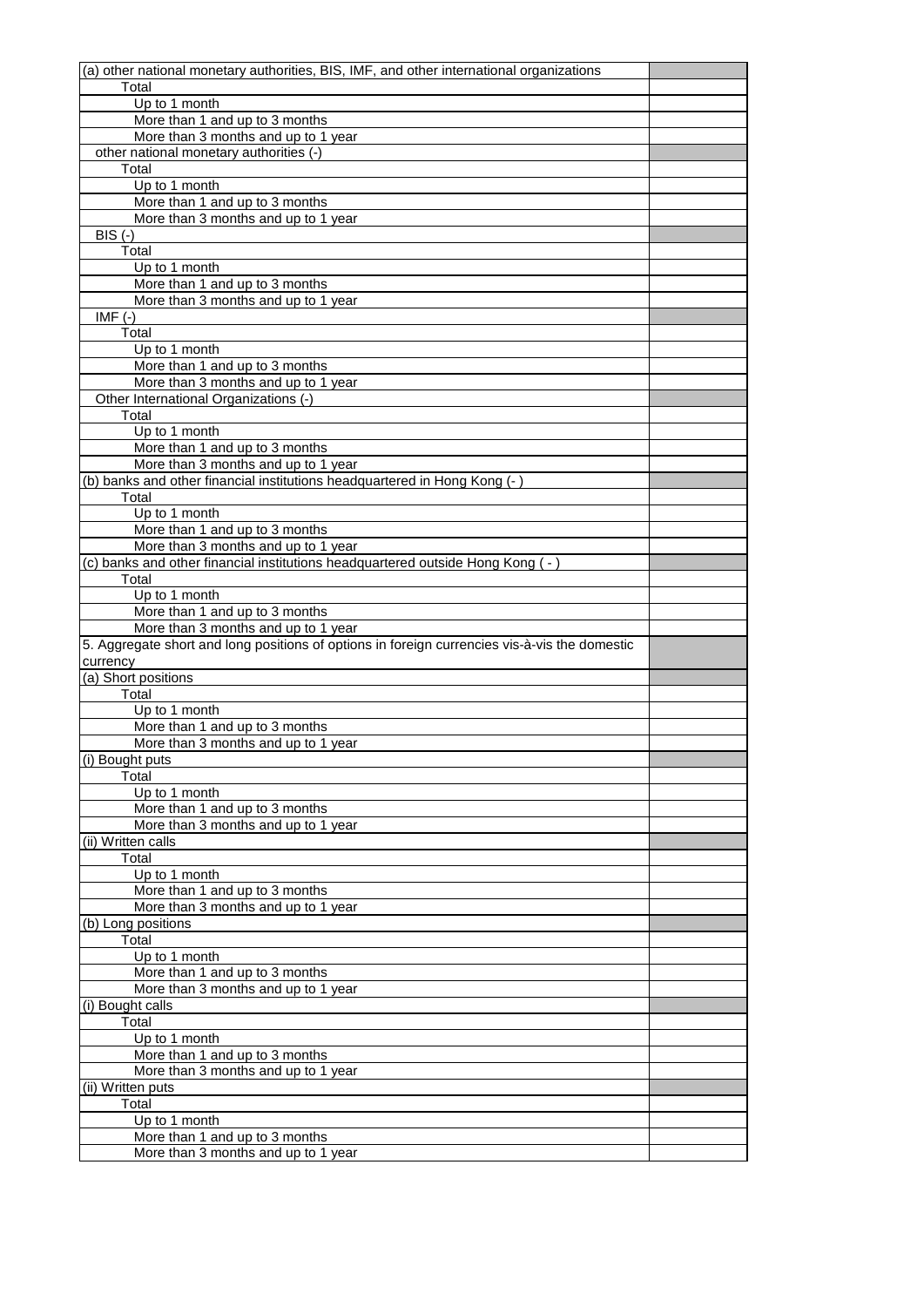| | |
|---|---|
| (a) other national monetary authorities, BIS, IMF, and other international organizations | |
| Total | |
| Up to 1 month | |
| More than 1 and up to 3 months | |
| More than 3 months and up to 1 year | |
| other national monetary authorities (-) | |
| Total | |
| Up to 1 month | |
| More than 1 and up to 3 months | |
| More than 3 months and up to 1 year | |
| BIS (-) | |
| Total | |
| Up to 1 month | |
| More than 1 and up to 3 months | |
| More than 3 months and up to 1 year | |
| IMF (-) | |
| Total | |
| Up to 1 month | |
| More than 1 and up to 3 months | |
| More than 3 months and up to 1 year | |
| Other International Organizations (-) | |
| Total | |
| Up to 1 month | |
| More than 1 and up to 3 months | |
| More than 3 months and up to 1 year | |
| (b) banks and other financial institutions headquartered in Hong Kong (- ) | |
| Total | |
| Up to 1 month | |
| More than 1 and up to 3 months | |
| More than 3 months and up to 1 year | |
| (c) banks and other financial institutions headquartered outside Hong Kong ( - ) | |
| Total | |
| Up to 1 month | |
| More than 1 and up to 3 months | |
| More than 3 months and up to 1 year | |
| 5. Aggregate short and long positions of options in foreign currencies vis-à-vis the domestic currency | |
| (a) Short positions | |
| Total | |
| Up to 1 month | |
| More than 1 and up to 3 months | |
| More than 3 months and up to 1 year | |
| (i) Bought puts | |
| Total | |
| Up to 1 month | |
| More than 1 and up to 3 months | |
| More than 3 months and up to 1 year | |
| (ii) Written calls | |
| Total | |
| Up to 1 month | |
| More than 1 and up to 3 months | |
| More than 3 months and up to 1 year | |
| (b) Long positions | |
| Total | |
| Up to 1 month | |
| More than 1 and up to 3 months | |
| More than 3 months and up to 1 year | |
| (i) Bought calls | |
| Total | |
| Up to 1 month | |
| More than 1 and up to 3 months | |
| More than 3 months and up to 1 year | |
| (ii) Written puts | |
| Total | |
| Up to 1 month | |
| More than 1 and up to 3 months | |
| More than 3 months and up to 1 year | |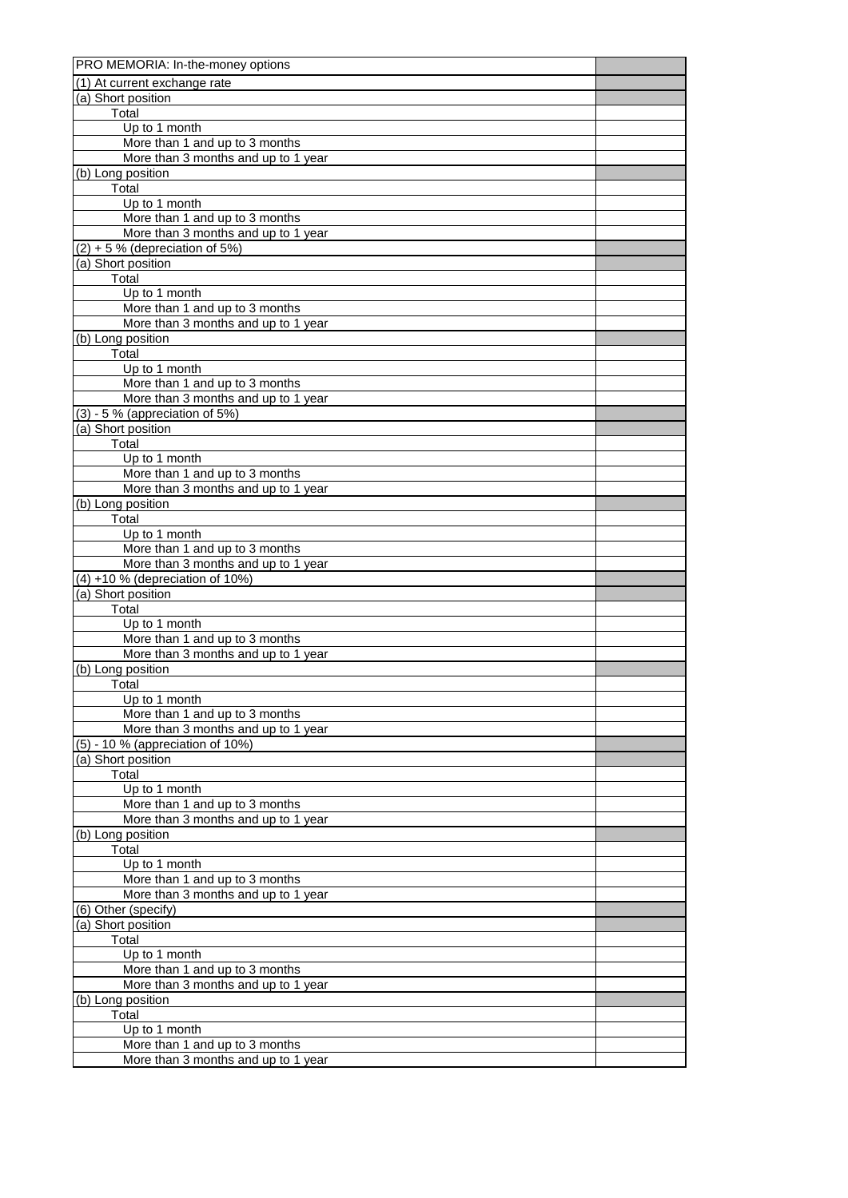| PRO MEMORIA: In-the-money options | |
|---|---|
| (1) At current exchange rate | |
| (a) Short position | |
| Total | |
| Up to 1 month | |
| More than 1 and up to 3 months | |
| More than 3 months and up to 1 year | |
| (b) Long position | |
| Total | |
| Up to 1 month | |
| More than 1 and up to 3 months | |
| More than 3 months and up to 1 year | |
| (2) + 5 % (depreciation of 5%) | |
| (a) Short position | |
| Total | |
| Up to 1 month | |
| More than 1 and up to 3 months | |
| More than 3 months and up to 1 year | |
| (b) Long position | |
| Total | |
| Up to 1 month | |
| More than 1 and up to 3 months | |
| More than 3 months and up to 1 year | |
| (3) - 5 % (appreciation of 5%) | |
| (a) Short position | |
| Total | |
| Up to 1 month | |
| More than 1 and up to 3 months | |
| More than 3 months and up to 1 year | |
| (b) Long position | |
| Total | |
| Up to 1 month | |
| More than 1 and up to 3 months | |
| More than 3 months and up to 1 year | |
| (4) +10 % (depreciation of 10%) | |
| (a) Short position | |
| Total | |
| Up to 1 month | |
| More than 1 and up to 3 months | |
| More than 3 months and up to 1 year | |
| (b) Long position | |
| Total | |
| Up to 1 month | |
| More than 1 and up to 3 months | |
| More than 3 months and up to 1 year | |
| (5) - 10 % (appreciation of 10%) | |
| (a) Short position | |
| Total | |
| Up to 1 month | |
| More than 1 and up to 3 months | |
| More than 3 months and up to 1 year | |
| (b) Long position | |
| Total | |
| Up to 1 month | |
| More than 1 and up to 3 months | |
| More than 3 months and up to 1 year | |
| (6) Other (specify) | |
| (a) Short position | |
| Total | |
| Up to 1 month | |
| More than 1 and up to 3 months | |
| More than 3 months and up to 1 year | |
| (b) Long position | |
| Total | |
| Up to 1 month | |
| More than 1 and up to 3 months | |
| More than 3 months and up to 1 year | |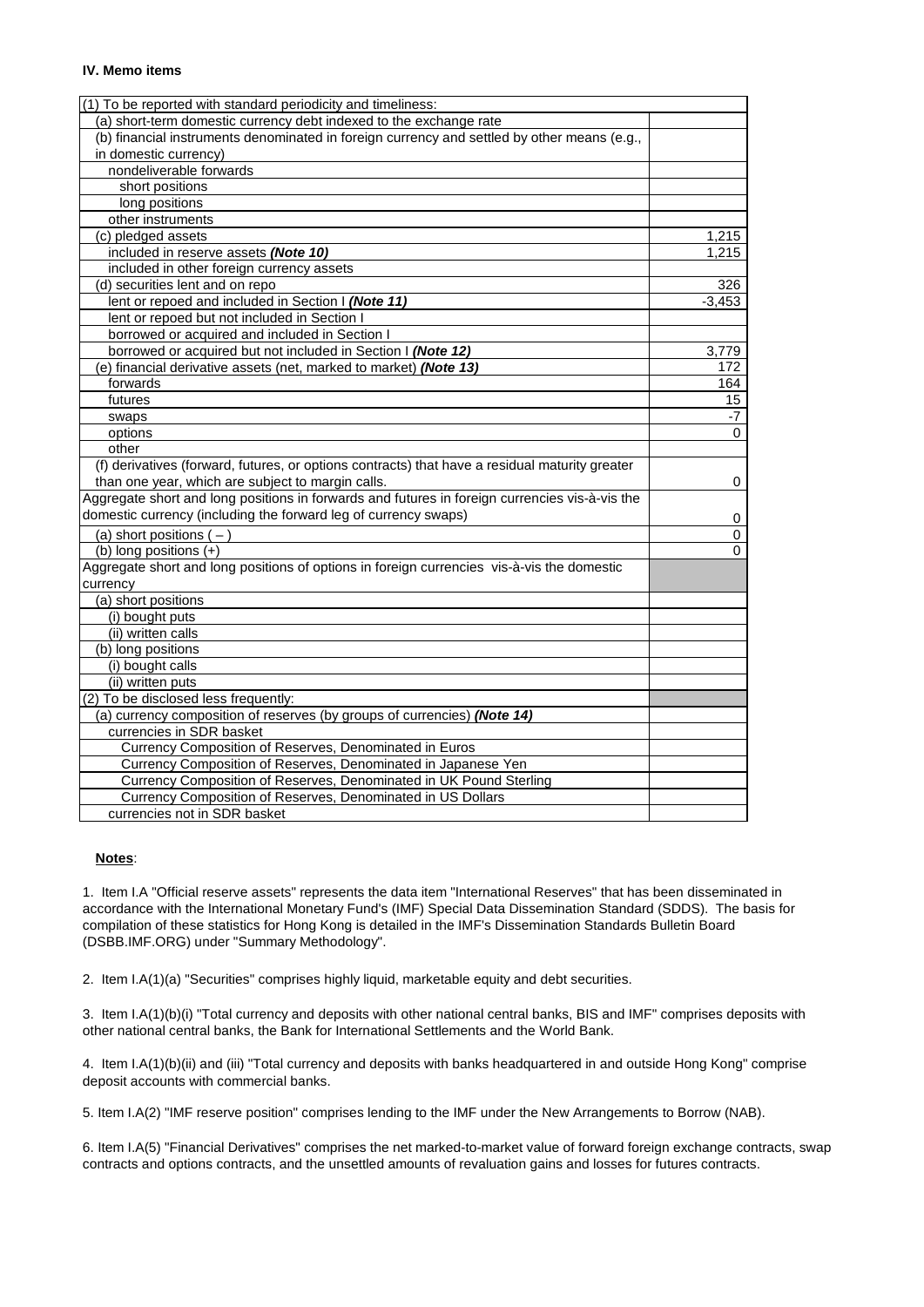**IV. Memo items**

| | |
|---|---|
| (1) To be reported with standard periodicity and timeliness: | |
| (a) short-term domestic currency debt indexed to the exchange rate | |
| (b) financial instruments denominated in foreign currency and settled by other means (e.g., in domestic currency) | |
| nondeliverable forwards | |
| short positions | |
| long positions | |
| other instruments | |
| (c) pledged assets | 1,215 |
| included in reserve assets ***(Note 10)*** | 1,215 |
| included in other foreign currency assets | |
| (d) securities lent and on repo | 326 |
| lent or repoed and included in Section I ***(Note 11)*** | -3,453 |
| lent or repoed but not included in Section I | |
| borrowed or acquired and included in Section I | |
| borrowed or acquired but not included in Section I ***(Note 12)*** | 3,779 |
| (e) financial derivative assets (net, marked to market) ***(Note 13)*** | 172 |
| forwards | 164 |
| futures | 15 |
| swaps | -7 |
| options | 0 |
| other | |
| (f) derivatives (forward, futures, or options contracts) that have a residual maturity greater than one year, which are subject to margin calls. | 0 |
| Aggregate short and long positions in forwards and futures in foreign currencies vis-à-vis the domestic currency (including the forward leg of currency swaps) | 0 |
| (a) short positions ( – ) | 0 |
| (b) long positions (+) | 0 |
| Aggregate short and long positions of options in foreign currencies vis-à-vis the domestic currency | |
| (a) short positions | |
| (i) bought puts | |
| (ii) written calls | |
| (b) long positions | |
| (i) bought calls | |
| (ii) written puts | |
| (2) To be disclosed less frequently: | |
| (a) currency composition of reserves (by groups of currencies) ***(Note 14)*** | |
| currencies in SDR basket | |
| Currency Composition of Reserves, Denominated in Euros | |
| Currency Composition of Reserves, Denominated in Japanese Yen | |
| Currency Composition of Reserves, Denominated in UK Pound Sterling | |
| Currency Composition of Reserves, Denominated in US Dollars | |
| currencies not in SDR basket | |

**Notes**:

1. Item I.A "Official reserve assets" represents the data item "International Reserves" that has been disseminated in accordance with the International Monetary Fund's (IMF) Special Data Dissemination Standard (SDDS). The basis for compilation of these statistics for Hong Kong is detailed in the IMF's Dissemination Standards Bulletin Board (DSBB.IMF.ORG) under "Summary Methodology".

2. Item I.A(1)(a) "Securities" comprises highly liquid, marketable equity and debt securities.

3. Item I.A(1)(b)(i) "Total currency and deposits with other national central banks, BIS and IMF" comprises deposits with other national central banks, the Bank for International Settlements and the World Bank.

4. Item I.A(1)(b)(ii) and (iii) "Total currency and deposits with banks headquartered in and outside Hong Kong" comprise deposit accounts with commercial banks.

5. Item I.A(2) "IMF reserve position" comprises lending to the IMF under the New Arrangements to Borrow (NAB).

6. Item I.A(5) "Financial Derivatives" comprises the net marked-to-market value of forward foreign exchange contracts, swap contracts and options contracts, and the unsettled amounts of revaluation gains and losses for futures contracts.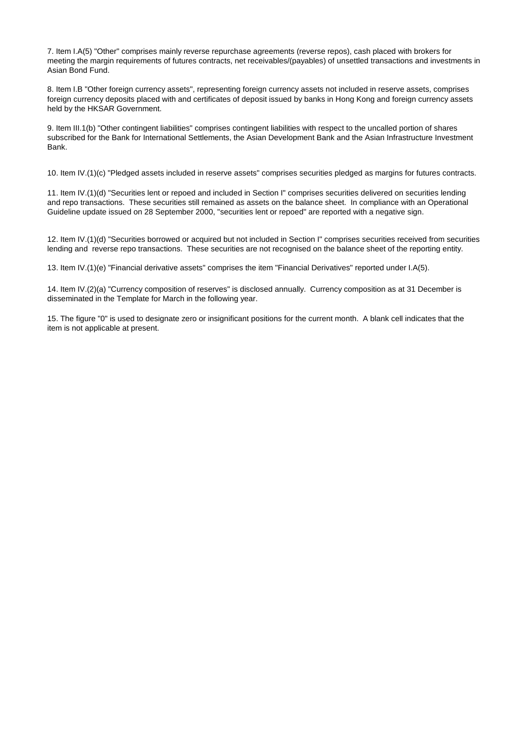7. Item I.A(5) "Other" comprises mainly reverse repurchase agreements (reverse repos), cash placed with brokers for meeting the margin requirements of futures contracts, net receivables/(payables) of unsettled transactions and investments in Asian Bond Fund.

8. Item I.B "Other foreign currency assets", representing foreign currency assets not included in reserve assets, comprises foreign currency deposits placed with and certificates of deposit issued by banks in Hong Kong and foreign currency assets held by the HKSAR Government.

9. Item III.1(b) "Other contingent liabilities" comprises contingent liabilities with respect to the uncalled portion of shares subscribed for the Bank for International Settlements, the Asian Development Bank and the Asian Infrastructure Investment Bank.

10. Item IV.(1)(c) "Pledged assets included in reserve assets" comprises securities pledged as margins for futures contracts.

11. Item IV.(1)(d) "Securities lent or repoed and included in Section I" comprises securities delivered on securities lending and repo transactions. These securities still remained as assets on the balance sheet. In compliance with an Operational Guideline update issued on 28 September 2000, "securities lent or repoed" are reported with a negative sign.

12. Item IV.(1)(d) "Securities borrowed or acquired but not included in Section I" comprises securities received from securities lending and reverse repo transactions. These securities are not recognised on the balance sheet of the reporting entity.

13. Item IV.(1)(e) "Financial derivative assets" comprises the item "Financial Derivatives" reported under I.A(5).

14. Item IV.(2)(a) "Currency composition of reserves" is disclosed annually. Currency composition as at 31 December is disseminated in the Template for March in the following year.

15. The figure "0" is used to designate zero or insignificant positions for the current month. A blank cell indicates that the item is not applicable at present.